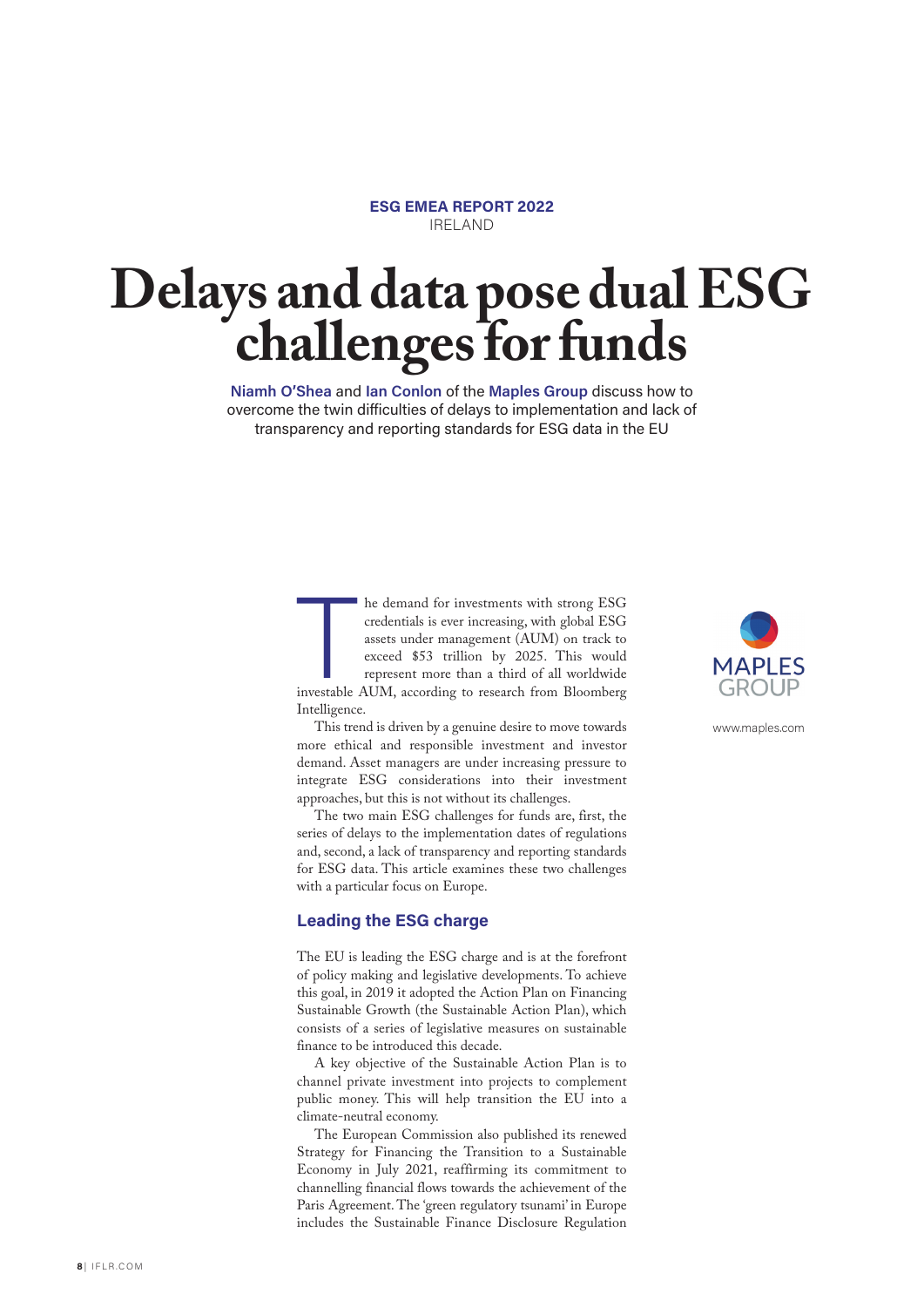ESG EMEA REPORT 2022
IRELAND

# Delays and data pose dual ESG challenges for funds

**Niamh O'Shea** and **Ian Conlon** of the **Maples Group** discuss how to overcome the twin difficulties of delays to implementation and lack of transparency and reporting standards for ESG data in the EU

MAPLES GROUP

www.maples.com

The demand for investments with strong ESG credentials is ever increasing, with global ESG assets under management (AUM) on track to exceed $53 trillion by 2025. This would represent more than a third of all worldwide investable AUM, according to research from Bloomberg Intelligence.

This trend is driven by a genuine desire to move towards more ethical and responsible investment and investor demand. Asset managers are under increasing pressure to integrate ESG considerations into their investment approaches, but this is not without its challenges.

The two main ESG challenges for funds are, first, the series of delays to the implementation dates of regulations and, second, a lack of transparency and reporting standards for ESG data. This article examines these two challenges with a particular focus on Europe.

## Leading the ESG charge

The EU is leading the ESG charge and is at the forefront of policy making and legislative developments. To achieve this goal, in 2019 it adopted the Action Plan on Financing Sustainable Growth (the Sustainable Action Plan), which consists of a series of legislative measures on sustainable finance to be introduced this decade.

A key objective of the Sustainable Action Plan is to channel private investment into projects to complement public money. This will help transition the EU into a climate-neutral economy.

The European Commission also published its renewed Strategy for Financing the Transition to a Sustainable Economy in July 2021, reaffirming its commitment to channelling financial flows towards the achievement of the Paris Agreement. The 'green regulatory tsunami' in Europe includes the Sustainable Finance Disclosure Regulation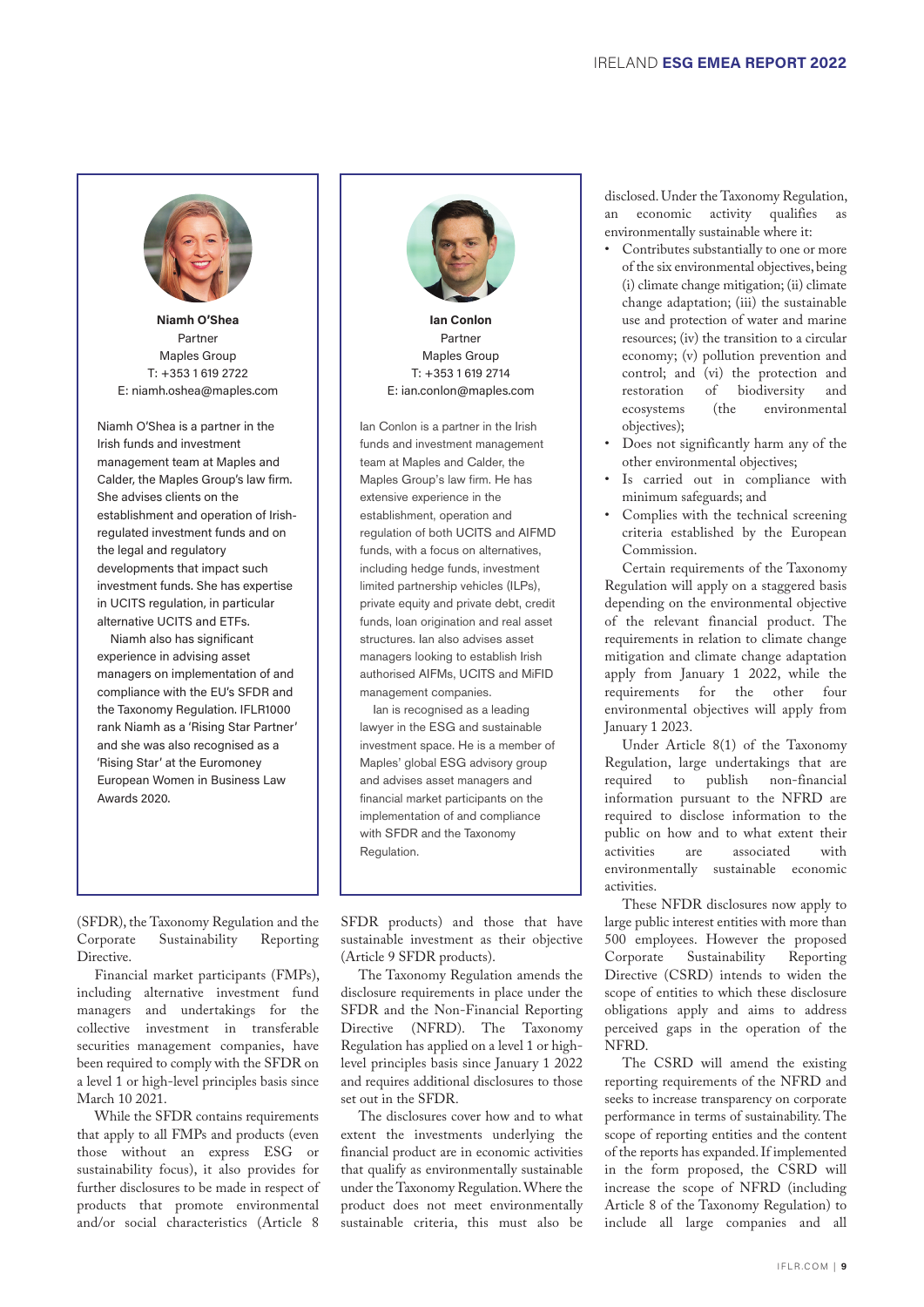**Niamh O'Shea**
Partner
Maples Group
T: +353 1 619 2722
E: niamh.oshea@maples.com

Niamh O'Shea is a partner in the Irish funds and investment management team at Maples and Calder, the Maples Group's law firm. She advises clients on the establishment and operation of Irish-regulated investment funds and on the legal and regulatory developments that impact such investment funds. She has expertise in UCITS regulation, in particular alternative UCITS and ETFs.

Niamh also has significant experience in advising asset managers on implementation of and compliance with the EU's SFDR and the Taxonomy Regulation. IFLR1000 rank Niamh as a 'Rising Star Partner' and she was also recognised as a 'Rising Star' at the Euromoney European Women in Business Law Awards 2020.

**Ian Conlon**
Partner
Maples Group
T: +353 1 619 2714
E: ian.conlon@maples.com

Ian Conlon is a partner in the Irish funds and investment management team at Maples and Calder, the Maples Group's law firm. He has extensive experience in the establishment, operation and regulation of both UCITS and AIFMD funds, with a focus on alternatives, including hedge funds, investment limited partnership vehicles (ILPs), private equity and private debt, credit funds, loan origination and real asset structures. Ian also advises asset managers looking to establish Irish authorised AIFMs, UCITS and MiFID management companies.

Ian is recognised as a leading lawyer in the ESG and sustainable investment space. He is a member of Maples' global ESG advisory group and advises asset managers and financial market participants on the implementation of and compliance with SFDR and the Taxonomy Regulation.

(SFDR), the Taxonomy Regulation and the Corporate Sustainability Reporting Directive.

Financial market participants (FMPs), including alternative investment fund managers and undertakings for the collective investment in transferable securities management companies, have been required to comply with the SFDR on a level 1 or high-level principles basis since March 10 2021.

While the SFDR contains requirements that apply to all FMPs and products (even those without an express ESG or sustainability focus), it also provides for further disclosures to be made in respect of products that promote environmental and/or social characteristics (Article 8 SFDR products) and those that have sustainable investment as their objective (Article 9 SFDR products).

The Taxonomy Regulation amends the disclosure requirements in place under the SFDR and the Non-Financial Reporting Directive (NFRD). The Taxonomy Regulation has applied on a level 1 or high-level principles basis since January 1 2022 and requires additional disclosures to those set out in the SFDR.

The disclosures cover how and to what extent the investments underlying the financial product are in economic activities that qualify as environmentally sustainable under the Taxonomy Regulation. Where the product does not meet environmentally sustainable criteria, this must also be disclosed. Under the Taxonomy Regulation, an economic activity qualifies as environmentally sustainable where it:

- Contributes substantially to one or more of the six environmental objectives, being (i) climate change mitigation; (ii) climate change adaptation; (iii) the sustainable use and protection of water and marine resources; (iv) the transition to a circular economy; (v) pollution prevention and control; and (vi) the protection and restoration of biodiversity and ecosystems (the environmental objectives);
- Does not significantly harm any of the other environmental objectives;
- Is carried out in compliance with minimum safeguards; and
- Complies with the technical screening criteria established by the European Commission.

Certain requirements of the Taxonomy Regulation will apply on a staggered basis depending on the environmental objective of the relevant financial product. The requirements in relation to climate change mitigation and climate change adaptation apply from January 1 2022, while the requirements for the other four environmental objectives will apply from January 1 2023.

Under Article 8(1) of the Taxonomy Regulation, large undertakings that are required to publish non-financial information pursuant to the NFRD are required to disclose information to the public on how and to what extent their activities are associated with environmentally sustainable economic activities.

These NFRD disclosures now apply to large public interest entities with more than 500 employees. However the proposed Corporate Sustainability Reporting Directive (CSRD) intends to widen the scope of entities to which these disclosure obligations apply and aims to address perceived gaps in the operation of the NFRD.

The CSRD will amend the existing reporting requirements of the NFRD and seeks to increase transparency on corporate performance in terms of sustainability. The scope of reporting entities and the content of the reports has expanded. If implemented in the form proposed, the CSRD will increase the scope of NFRD (including Article 8 of the Taxonomy Regulation) to include all large companies and all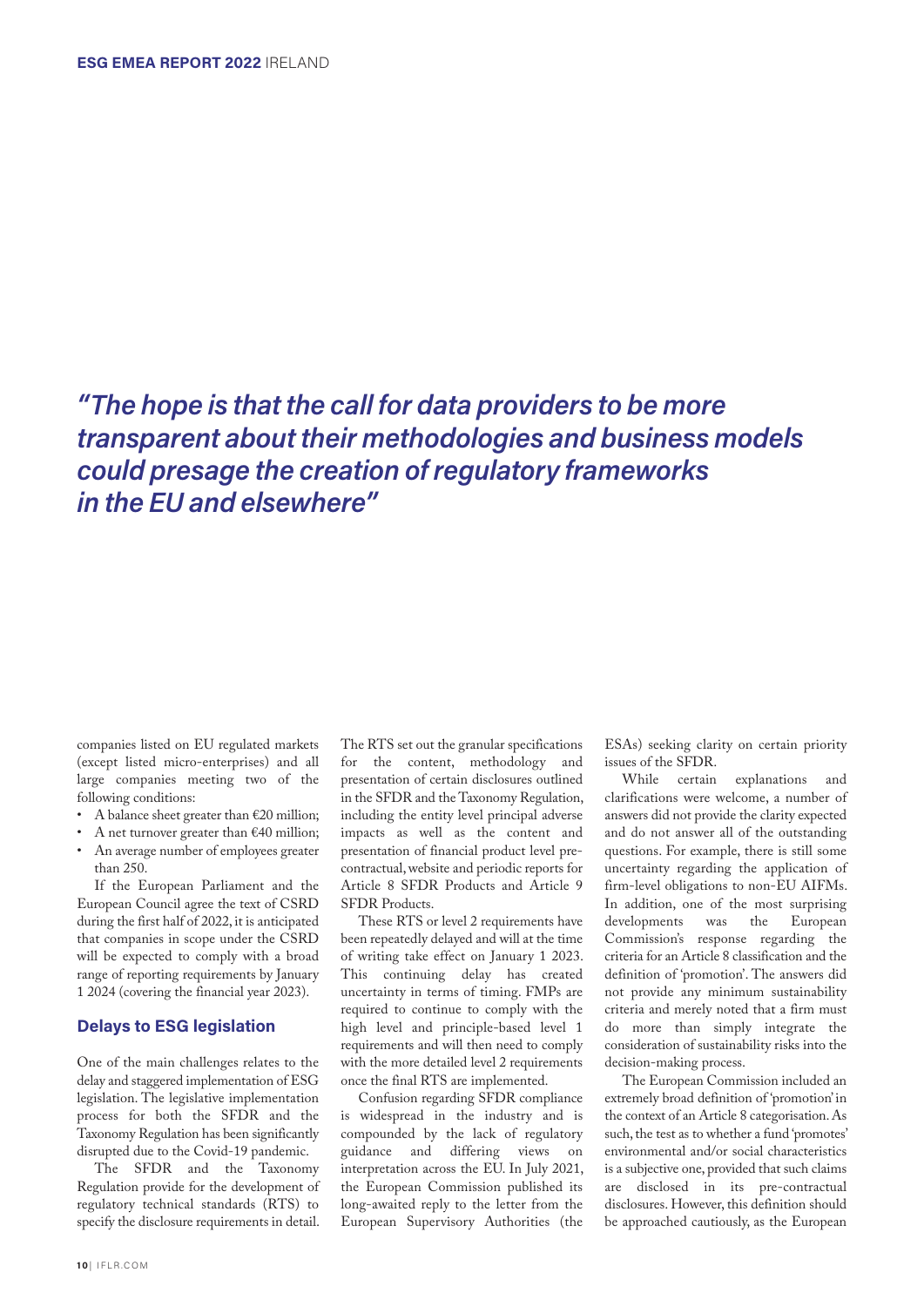*"The hope is that the call for data providers to be more transparent about their methodologies and business models could presage the creation of regulatory frameworks in the EU and elsewhere"*

companies listed on EU regulated markets (except listed micro-enterprises) and all large companies meeting two of the following conditions:

- A balance sheet greater than €20 million;
- A net turnover greater than €40 million;
- An average number of employees greater than 250.

If the European Parliament and the European Council agree the text of CSRD during the first half of 2022, it is anticipated that companies in scope under the CSRD will be expected to comply with a broad range of reporting requirements by January 1 2024 (covering the financial year 2023).

## Delays to ESG legislation

One of the main challenges relates to the delay and staggered implementation of ESG legislation. The legislative implementation process for both the SFDR and the Taxonomy Regulation has been significantly disrupted due to the Covid-19 pandemic.

The SFDR and the Taxonomy Regulation provide for the development of regulatory technical standards (RTS) to specify the disclosure requirements in detail. The RTS set out the granular specifications for the content, methodology and presentation of certain disclosures outlined in the SFDR and the Taxonomy Regulation, including the entity level principal adverse impacts as well as the content and presentation of financial product level pre-contractual, website and periodic reports for Article 8 SFDR Products and Article 9 SFDR Products.

These RTS or level 2 requirements have been repeatedly delayed and will at the time of writing take effect on January 1 2023. This continuing delay has created uncertainty in terms of timing. FMPs are required to continue to comply with the high level and principle-based level 1 requirements and will then need to comply with the more detailed level 2 requirements once the final RTS are implemented.

Confusion regarding SFDR compliance is widespread in the industry and is compounded by the lack of regulatory guidance and differing views on interpretation across the EU. In July 2021, the European Commission published its long-awaited reply to the letter from the European Supervisory Authorities (the ESAs) seeking clarity on certain priority issues of the SFDR.

While certain explanations and clarifications were welcome, a number of answers did not provide the clarity expected and do not answer all of the outstanding questions. For example, there is still some uncertainty regarding the application of firm-level obligations to non-EU AIFMs. In addition, one of the most surprising developments was the European Commission's response regarding the criteria for an Article 8 classification and the definition of 'promotion'. The answers did not provide any minimum sustainability criteria and merely noted that a firm must do more than simply integrate the consideration of sustainability risks into the decision-making process.

The European Commission included an extremely broad definition of 'promotion' in the context of an Article 8 categorisation. As such, the test as to whether a fund 'promotes' environmental and/or social characteristics is a subjective one, provided that such claims are disclosed in its pre-contractual disclosures. However, this definition should be approached cautiously, as the European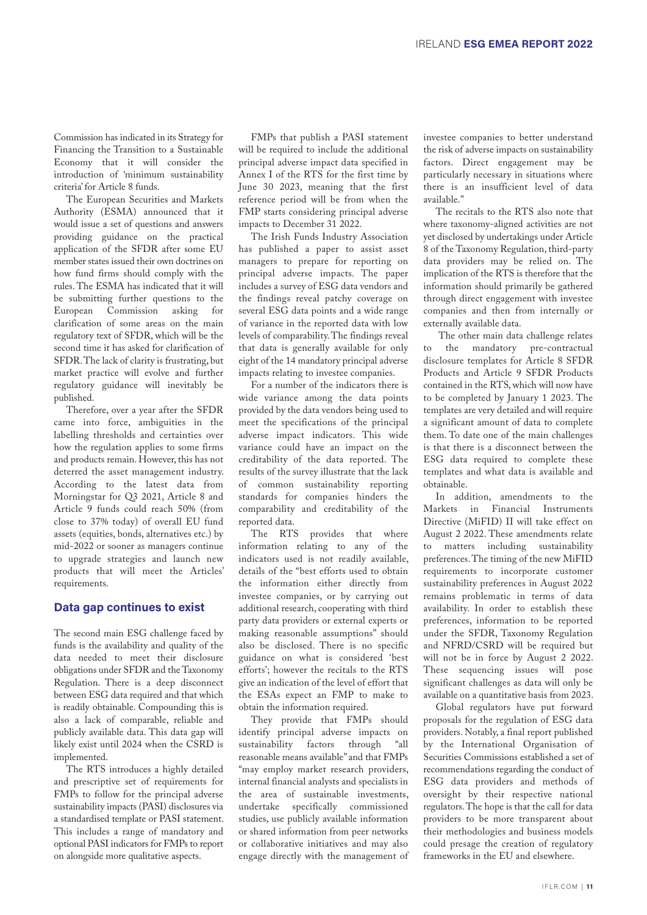Commission has indicated in its Strategy for Financing the Transition to a Sustainable Economy that it will consider the introduction of 'minimum sustainability criteria' for Article 8 funds.

The European Securities and Markets Authority (ESMA) announced that it would issue a set of questions and answers providing guidance on the practical application of the SFDR after some EU member states issued their own doctrines on how fund firms should comply with the rules. The ESMA has indicated that it will be submitting further questions to the European Commission asking for clarification of some areas on the main regulatory text of SFDR, which will be the second time it has asked for clarification of SFDR. The lack of clarity is frustrating, but market practice will evolve and further regulatory guidance will inevitably be published.

Therefore, over a year after the SFDR came into force, ambiguities in the labelling thresholds and certainties over how the regulation applies to some firms and products remain. However, this has not deterred the asset management industry. According to the latest data from Morningstar for Q3 2021, Article 8 and Article 9 funds could reach 50% (from close to 37% today) of overall EU fund assets (equities, bonds, alternatives etc.) by mid-2022 or sooner as managers continue to upgrade strategies and launch new products that will meet the Articles' requirements.

## Data gap continues to exist

The second main ESG challenge faced by funds is the availability and quality of the data needed to meet their disclosure obligations under SFDR and the Taxonomy Regulation. There is a deep disconnect between ESG data required and that which is readily obtainable. Compounding this is also a lack of comparable, reliable and publicly available data. This data gap will likely exist until 2024 when the CSRD is implemented.

The RTS introduces a highly detailed and prescriptive set of requirements for FMPs to follow for the principal adverse sustainability impacts (PASI) disclosures via a standardised template or PASI statement. This includes a range of mandatory and optional PASI indicators for FMPs to report on alongside more qualitative aspects.

FMPs that publish a PASI statement will be required to include the additional principal adverse impact data specified in Annex I of the RTS for the first time by June 30 2023, meaning that the first reference period will be from when the FMP starts considering principal adverse impacts to December 31 2022.

The Irish Funds Industry Association has published a paper to assist asset managers to prepare for reporting on principal adverse impacts. The paper includes a survey of ESG data vendors and the findings reveal patchy coverage on several ESG data points and a wide range of variance in the reported data with low levels of comparability. The findings reveal that data is generally available for only eight of the 14 mandatory principal adverse impacts relating to investee companies.

For a number of the indicators there is wide variance among the data points provided by the data vendors being used to meet the specifications of the principal adverse impact indicators. This wide variance could have an impact on the creditability of the data reported. The results of the survey illustrate that the lack of common sustainability reporting standards for companies hinders the comparability and creditability of the reported data.

The RTS provides that where information relating to any of the indicators used is not readily available, details of the "best efforts used to obtain the information either directly from investee companies, or by carrying out additional research, cooperating with third party data providers or external experts or making reasonable assumptions" should also be disclosed. There is no specific guidance on what is considered 'best efforts'; however the recitals to the RTS give an indication of the level of effort that the ESAs expect an FMP to make to obtain the information required.

They provide that FMPs should identify principal adverse impacts on sustainability factors through "all reasonable means available" and that FMPs "may employ market research providers, internal financial analysts and specialists in the area of sustainable investments, undertake specifically commissioned studies, use publicly available information or shared information from peer networks or collaborative initiatives and may also engage directly with the management of investee companies to better understand the risk of adverse impacts on sustainability factors. Direct engagement may be particularly necessary in situations where there is an insufficient level of data available."

The recitals to the RTS also note that where taxonomy-aligned activities are not yet disclosed by undertakings under Article 8 of the Taxonomy Regulation, third-party data providers may be relied on. The implication of the RTS is therefore that the information should primarily be gathered through direct engagement with investee companies and then from internally or externally available data.

The other main data challenge relates to the mandatory pre-contractual disclosure templates for Article 8 SFDR Products and Article 9 SFDR Products contained in the RTS, which will now have to be completed by January 1 2023. The templates are very detailed and will require a significant amount of data to complete them. To date one of the main challenges is that there is a disconnect between the ESG data required to complete these templates and what data is available and obtainable.

In addition, amendments to the Markets in Financial Instruments Directive (MiFID) II will take effect on August 2 2022. These amendments relate to matters including sustainability preferences. The timing of the new MiFID requirements to incorporate customer sustainability preferences in August 2022 remains problematic in terms of data availability. In order to establish these preferences, information to be reported under the SFDR, Taxonomy Regulation and NFRD/CSRD will be required but will not be in force by August 2 2022. These sequencing issues will pose significant challenges as data will only be available on a quantitative basis from 2023.

Global regulators have put forward proposals for the regulation of ESG data providers. Notably, a final report published by the International Organisation of Securities Commissions established a set of recommendations regarding the conduct of ESG data providers and methods of oversight by their respective national regulators. The hope is that the call for data providers to be more transparent about their methodologies and business models could presage the creation of regulatory frameworks in the EU and elsewhere.